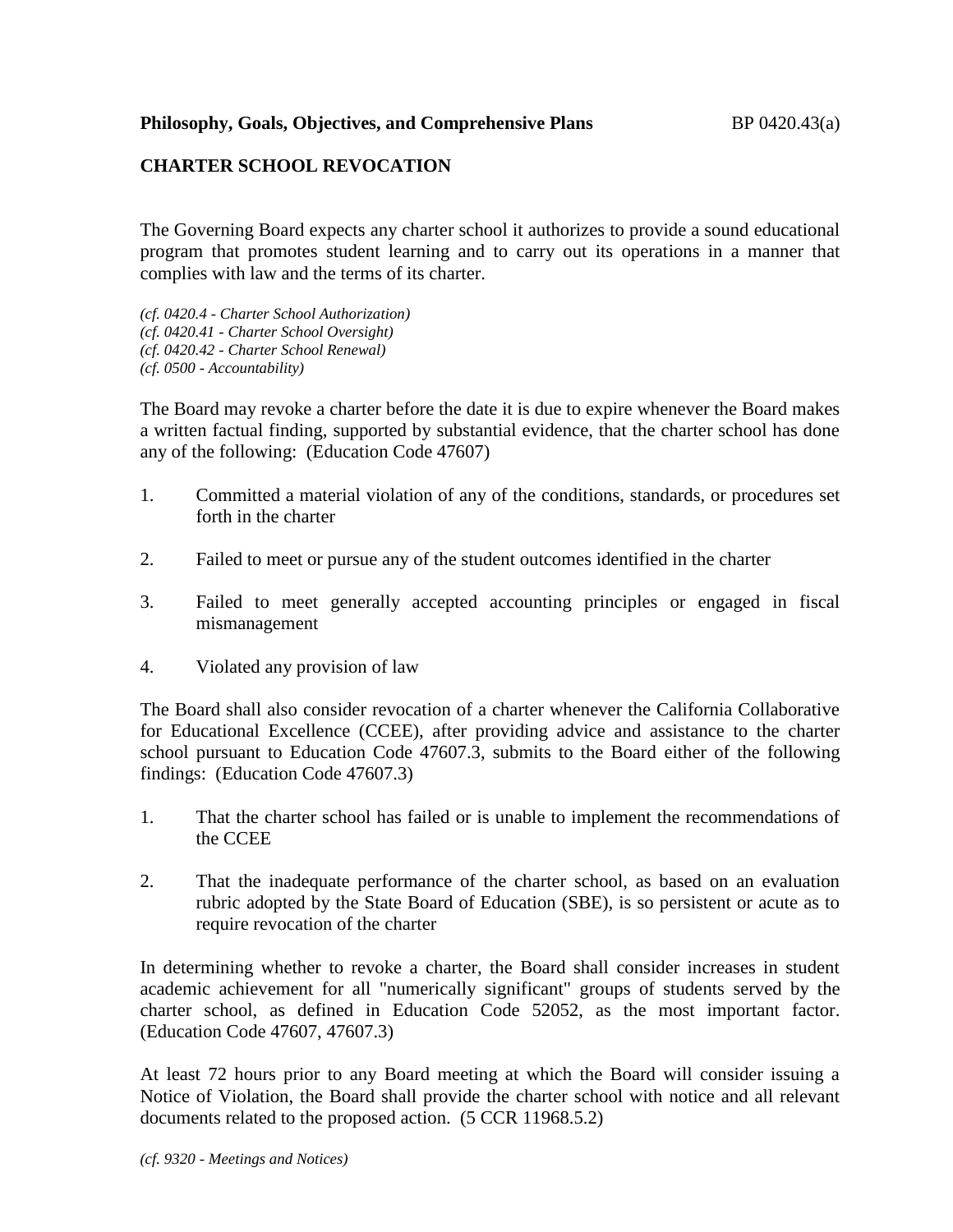**Philosophy, Goals, Objectives, and Comprehensive Plans** BP 0420.43(a)

## CHARTER SCHOOL REVOCATION

The Governing Board expects any charter school it authorizes to provide a sound educational program that promotes student learning and to carry out its operations in a manner that complies with law and the terms of its charter.

*(cf. 0420.4 - Charter School Authorization)*
*(cf. 0420.41 - Charter School Oversight)*
*(cf. 0420.42 - Charter School Renewal)*
*(cf. 0500 - Accountability)*

The Board may revoke a charter before the date it is due to expire whenever the Board makes a written factual finding, supported by substantial evidence, that the charter school has done any of the following: (Education Code 47607)

1. Committed a material violation of any of the conditions, standards, or procedures set forth in the charter

2. Failed to meet or pursue any of the student outcomes identified in the charter

3. Failed to meet generally accepted accounting principles or engaged in fiscal mismanagement

4. Violated any provision of law

The Board shall also consider revocation of a charter whenever the California Collaborative for Educational Excellence (CCEE), after providing advice and assistance to the charter school pursuant to Education Code 47607.3, submits to the Board either of the following findings: (Education Code 47607.3)

1. That the charter school has failed or is unable to implement the recommendations of the CCEE

2. That the inadequate performance of the charter school, as based on an evaluation rubric adopted by the State Board of Education (SBE), is so persistent or acute as to require revocation of the charter

In determining whether to revoke a charter, the Board shall consider increases in student academic achievement for all "numerically significant" groups of students served by the charter school, as defined in Education Code 52052, as the most important factor. (Education Code 47607, 47607.3)

At least 72 hours prior to any Board meeting at which the Board will consider issuing a Notice of Violation, the Board shall provide the charter school with notice and all relevant documents related to the proposed action. (5 CCR 11968.5.2)

*(cf. 9320 - Meetings and Notices)*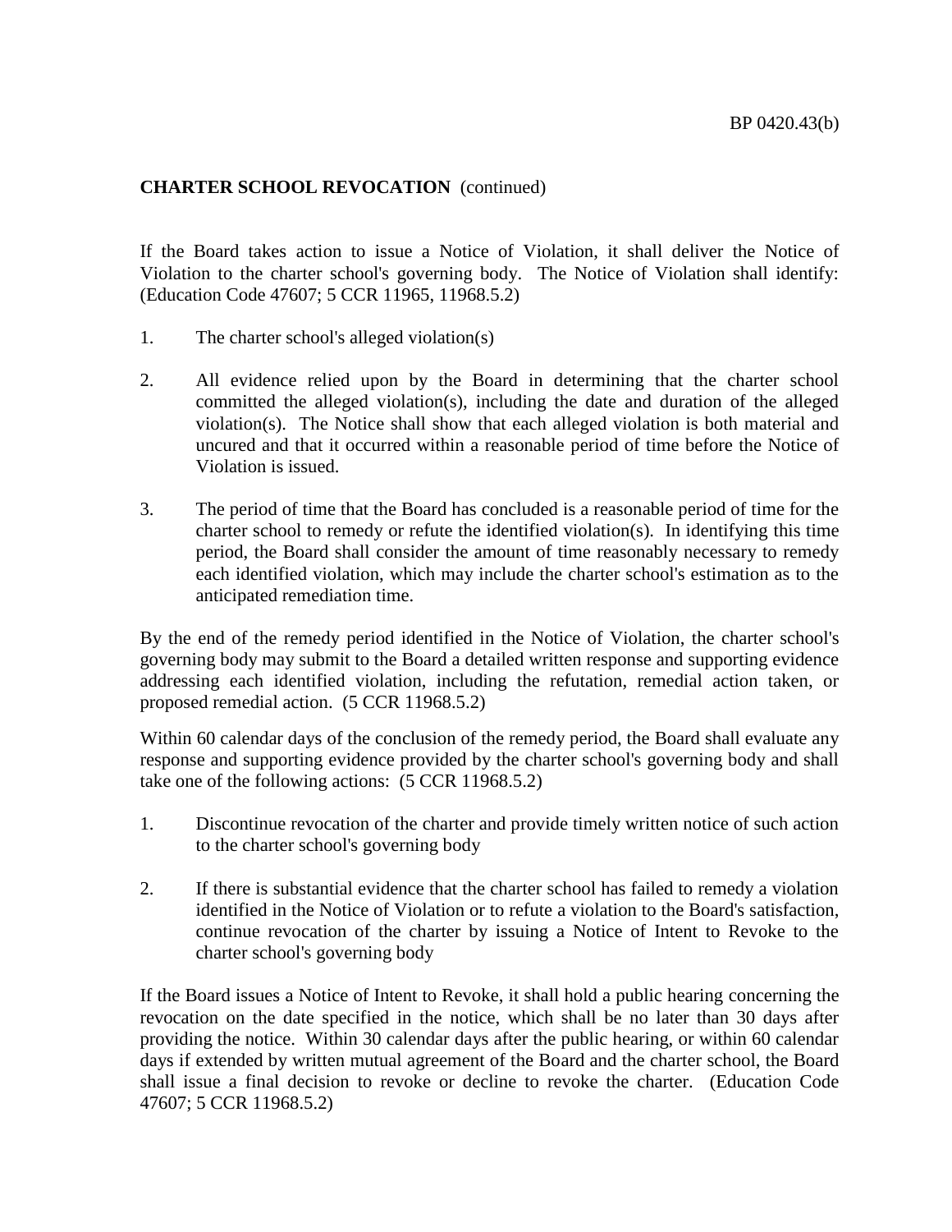**CHARTER SCHOOL REVOCATION** (continued)

If the Board takes action to issue a Notice of Violation, it shall deliver the Notice of Violation to the charter school's governing body. The Notice of Violation shall identify: (Education Code 47607; 5 CCR 11965, 11968.5.2)

1. The charter school's alleged violation(s)

2. All evidence relied upon by the Board in determining that the charter school committed the alleged violation(s), including the date and duration of the alleged violation(s). The Notice shall show that each alleged violation is both material and uncured and that it occurred within a reasonable period of time before the Notice of Violation is issued.

3. The period of time that the Board has concluded is a reasonable period of time for the charter school to remedy or refute the identified violation(s). In identifying this time period, the Board shall consider the amount of time reasonably necessary to remedy each identified violation, which may include the charter school's estimation as to the anticipated remediation time.

By the end of the remedy period identified in the Notice of Violation, the charter school's governing body may submit to the Board a detailed written response and supporting evidence addressing each identified violation, including the refutation, remedial action taken, or proposed remedial action. (5 CCR 11968.5.2)

Within 60 calendar days of the conclusion of the remedy period, the Board shall evaluate any response and supporting evidence provided by the charter school's governing body and shall take one of the following actions: (5 CCR 11968.5.2)

1. Discontinue revocation of the charter and provide timely written notice of such action to the charter school's governing body

2. If there is substantial evidence that the charter school has failed to remedy a violation identified in the Notice of Violation or to refute a violation to the Board's satisfaction, continue revocation of the charter by issuing a Notice of Intent to Revoke to the charter school's governing body

If the Board issues a Notice of Intent to Revoke, it shall hold a public hearing concerning the revocation on the date specified in the notice, which shall be no later than 30 days after providing the notice. Within 30 calendar days after the public hearing, or within 60 calendar days if extended by written mutual agreement of the Board and the charter school, the Board shall issue a final decision to revoke or decline to revoke the charter. (Education Code 47607; 5 CCR 11968.5.2)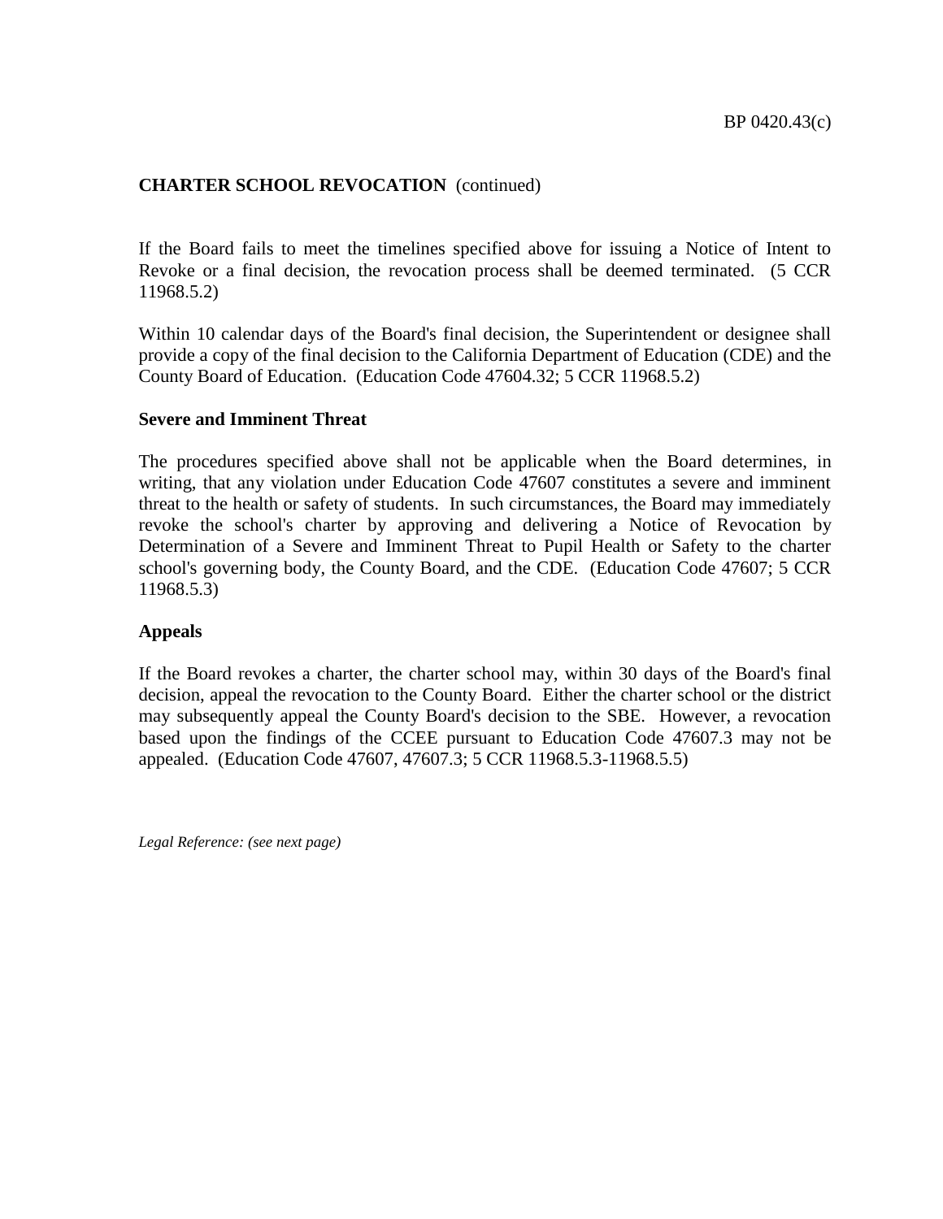**CHARTER SCHOOL REVOCATION** (continued)

If the Board fails to meet the timelines specified above for issuing a Notice of Intent to Revoke or a final decision, the revocation process shall be deemed terminated. (5 CCR 11968.5.2)

Within 10 calendar days of the Board's final decision, the Superintendent or designee shall provide a copy of the final decision to the California Department of Education (CDE) and the County Board of Education. (Education Code 47604.32; 5 CCR 11968.5.2)

**Severe and Imminent Threat**

The procedures specified above shall not be applicable when the Board determines, in writing, that any violation under Education Code 47607 constitutes a severe and imminent threat to the health or safety of students. In such circumstances, the Board may immediately revoke the school's charter by approving and delivering a Notice of Revocation by Determination of a Severe and Imminent Threat to Pupil Health or Safety to the charter school's governing body, the County Board, and the CDE. (Education Code 47607; 5 CCR 11968.5.3)

**Appeals**

If the Board revokes a charter, the charter school may, within 30 days of the Board's final decision, appeal the revocation to the County Board. Either the charter school or the district may subsequently appeal the County Board's decision to the SBE. However, a revocation based upon the findings of the CCEE pursuant to Education Code 47607.3 may not be appealed. (Education Code 47607, 47607.3; 5 CCR 11968.5.3-11968.5.5)

*Legal Reference: (see next page)*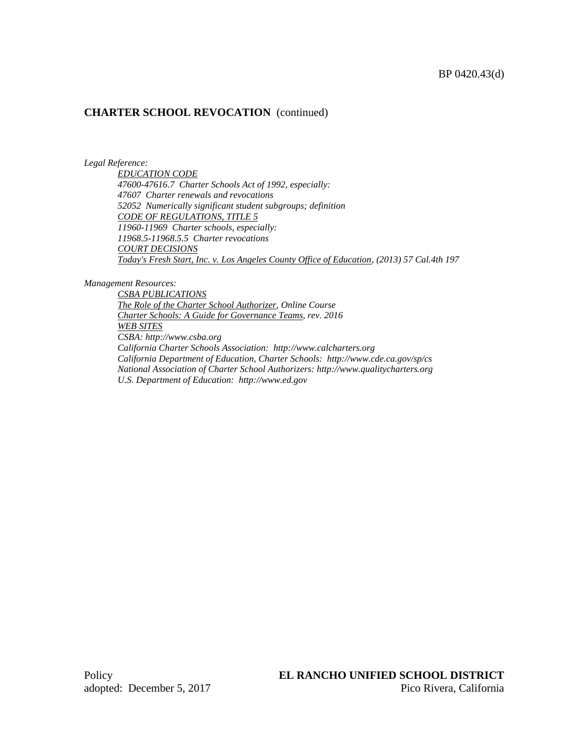**CHARTER SCHOOL REVOCATION** (continued)

*Legal Reference:*

*EDUCATION CODE*
*47600-47616.7 Charter Schools Act of 1992, especially:*
*47607 Charter renewals and revocations*
*52052 Numerically significant student subgroups; definition*
*CODE OF REGULATIONS, TITLE 5*
*11960-11969 Charter schools, especially:*
*11968.5-11968.5.5 Charter revocations*
*COURT DECISIONS*
*Today's Fresh Start, Inc. v. Los Angeles County Office of Education, (2013) 57 Cal.4th 197*

*Management Resources:*

*CSBA PUBLICATIONS*
*The Role of the Charter School Authorizer, Online Course*
*Charter Schools: A Guide for Governance Teams, rev. 2016*
*WEB SITES*
*CSBA: http://www.csba.org*
*California Charter Schools Association: http://www.calcharters.org*
*California Department of Education, Charter Schools: http://www.cde.ca.gov/sp/cs*
*National Association of Charter School Authorizers: http://www.qualitycharters.org*
*U.S. Department of Education: http://www.ed.gov*

Policy
adopted: December 5, 2017

**EL RANCHO UNIFIED SCHOOL DISTRICT**
Pico Rivera, California